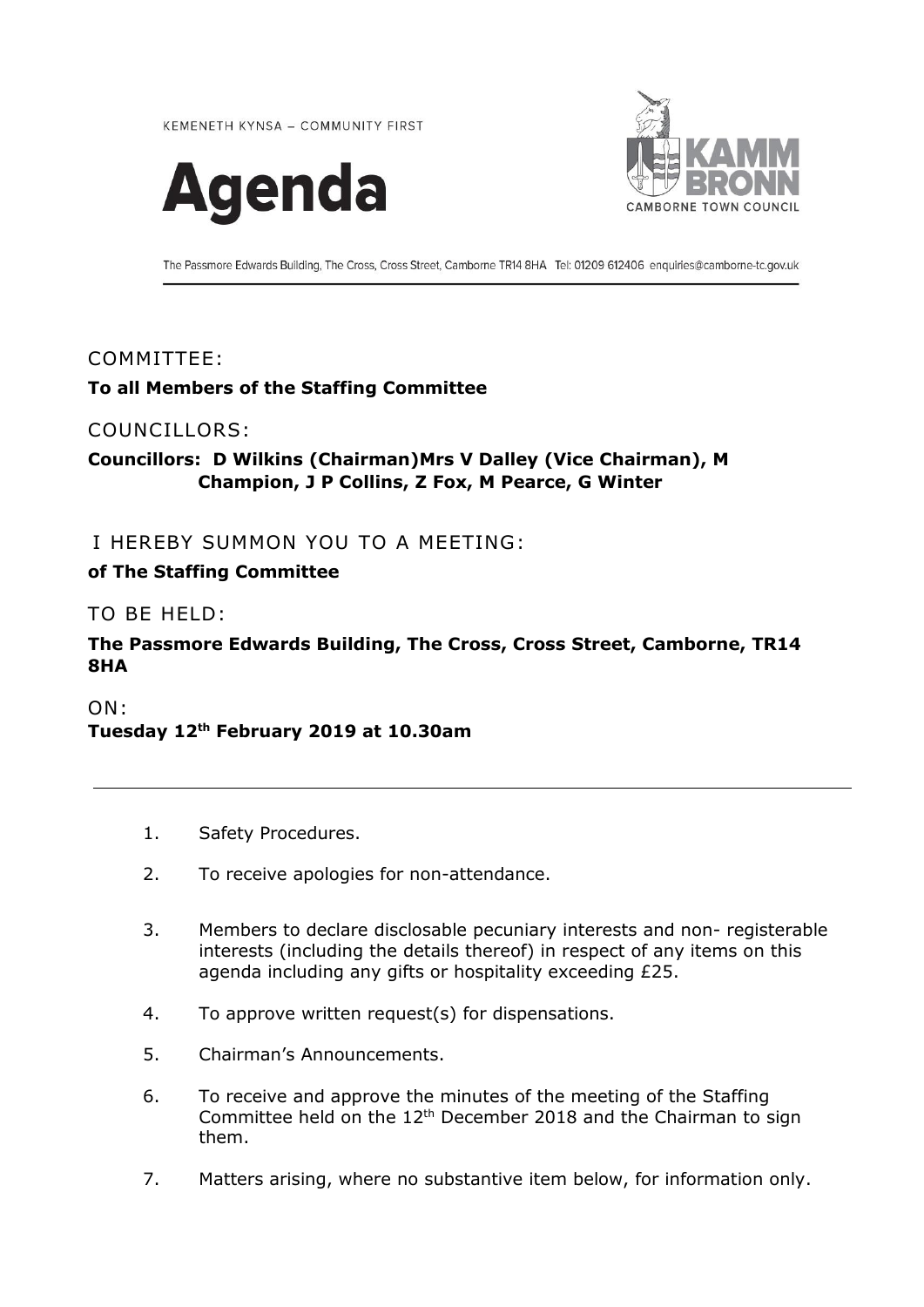KEMENETH KYNSA – COMMUNITY FIRST

# Agenda

KAMM BRONN
CAMBORNE TOWN COUNCIL

The Passmore Edwards Building, The Cross, Cross Street, Camborne TR14 8HA Tel: 01209 612406 enquiries@camborne-tc.gov.uk

COMMITTEE:

**To all Members of the Staffing Committee**

COUNCILLORS:

**Councillors: D Wilkins (Chairman)Mrs V Dalley (Vice Chairman), M Champion, J P Collins, Z Fox, M Pearce, G Winter**

I HEREBY SUMMON YOU TO A MEETING:

**of The Staffing Committee**

TO BE HELD:

**The Passmore Edwards Building, The Cross, Cross Street, Camborne, TR14 8HA**

ON:

**Tuesday 12th February 2019 at 10.30am**

---

1. Safety Procedures.
2. To receive apologies for non-attendance.
3. Members to declare disclosable pecuniary interests and non- registerable interests (including the details thereof) in respect of any items on this agenda including any gifts or hospitality exceeding £25.
4. To approve written request(s) for dispensations.
5. Chairman's Announcements.
6. To receive and approve the minutes of the meeting of the Staffing Committee held on the 12th December 2018 and the Chairman to sign them.
7. Matters arising, where no substantive item below, for information only.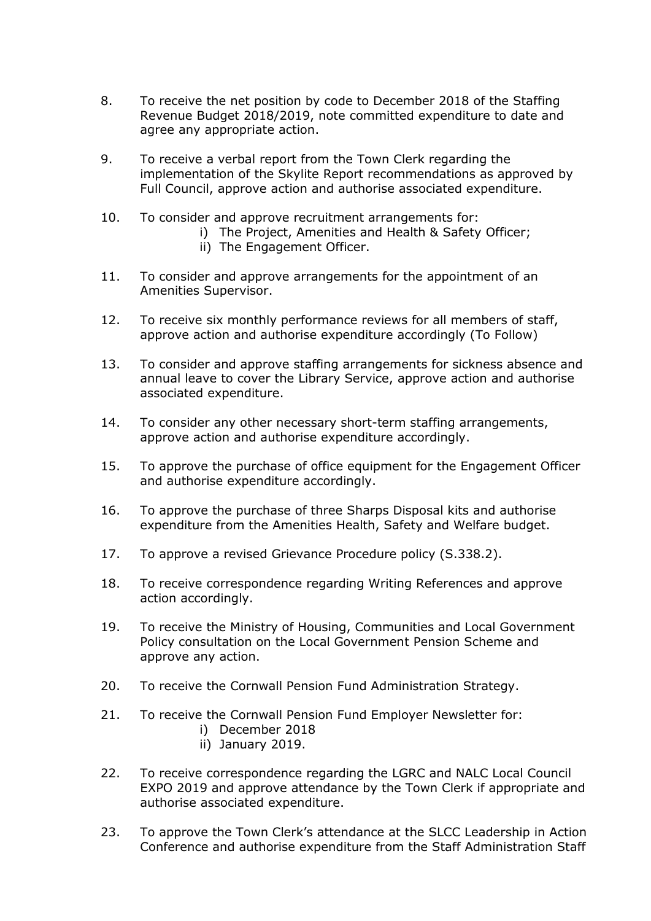8. To receive the net position by code to December 2018 of the Staffing Revenue Budget 2018/2019, note committed expenditure to date and agree any appropriate action.

9. To receive a verbal report from the Town Clerk regarding the implementation of the Skylite Report recommendations as approved by Full Council, approve action and authorise associated expenditure.

10. To consider and approve recruitment arrangements for:
    i) The Project, Amenities and Health & Safety Officer;
    ii) The Engagement Officer.

11. To consider and approve arrangements for the appointment of an Amenities Supervisor.

12. To receive six monthly performance reviews for all members of staff, approve action and authorise expenditure accordingly (To Follow)

13. To consider and approve staffing arrangements for sickness absence and annual leave to cover the Library Service, approve action and authorise associated expenditure.

14. To consider any other necessary short-term staffing arrangements, approve action and authorise expenditure accordingly.

15. To approve the purchase of office equipment for the Engagement Officer and authorise expenditure accordingly.

16. To approve the purchase of three Sharps Disposal kits and authorise expenditure from the Amenities Health, Safety and Welfare budget.

17. To approve a revised Grievance Procedure policy (S.338.2).

18. To receive correspondence regarding Writing References and approve action accordingly.

19. To receive the Ministry of Housing, Communities and Local Government Policy consultation on the Local Government Pension Scheme and approve any action.

20. To receive the Cornwall Pension Fund Administration Strategy.

21. To receive the Cornwall Pension Fund Employer Newsletter for:
    i) December 2018
    ii) January 2019.

22. To receive correspondence regarding the LGRC and NALC Local Council EXPO 2019 and approve attendance by the Town Clerk if appropriate and authorise associated expenditure.

23. To approve the Town Clerk's attendance at the SLCC Leadership in Action Conference and authorise expenditure from the Staff Administration Staff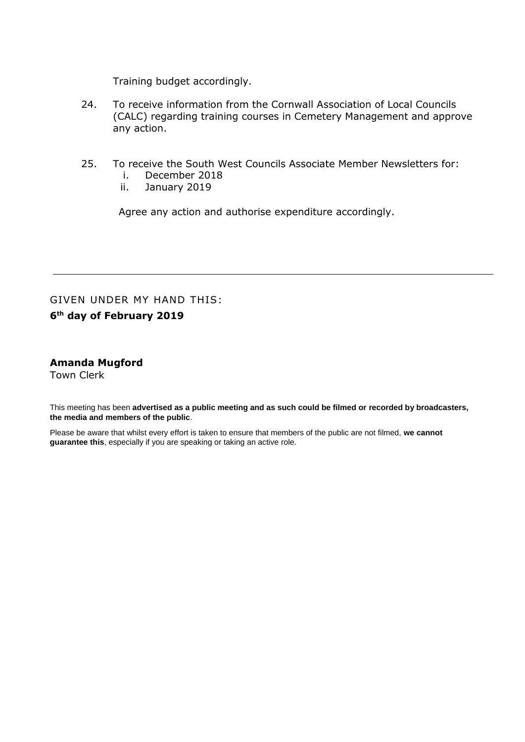Training budget accordingly.

24. To receive information from the Cornwall Association of Local Councils (CALC) regarding training courses in Cemetery Management and approve any action.

25. To receive the South West Councils Associate Member Newsletters for:
    i. December 2018
    ii. January 2019

    Agree any action and authorise expenditure accordingly.

---

GIVEN UNDER MY HAND THIS:

**6th day of February 2019**

**Amanda Mugford**
Town Clerk

This meeting has been **advertised as a public meeting and as such could be filmed or recorded by broadcasters, the media and members of the public**.

Please be aware that whilst every effort is taken to ensure that members of the public are not filmed, **we cannot guarantee this**, especially if you are speaking or taking an active role.